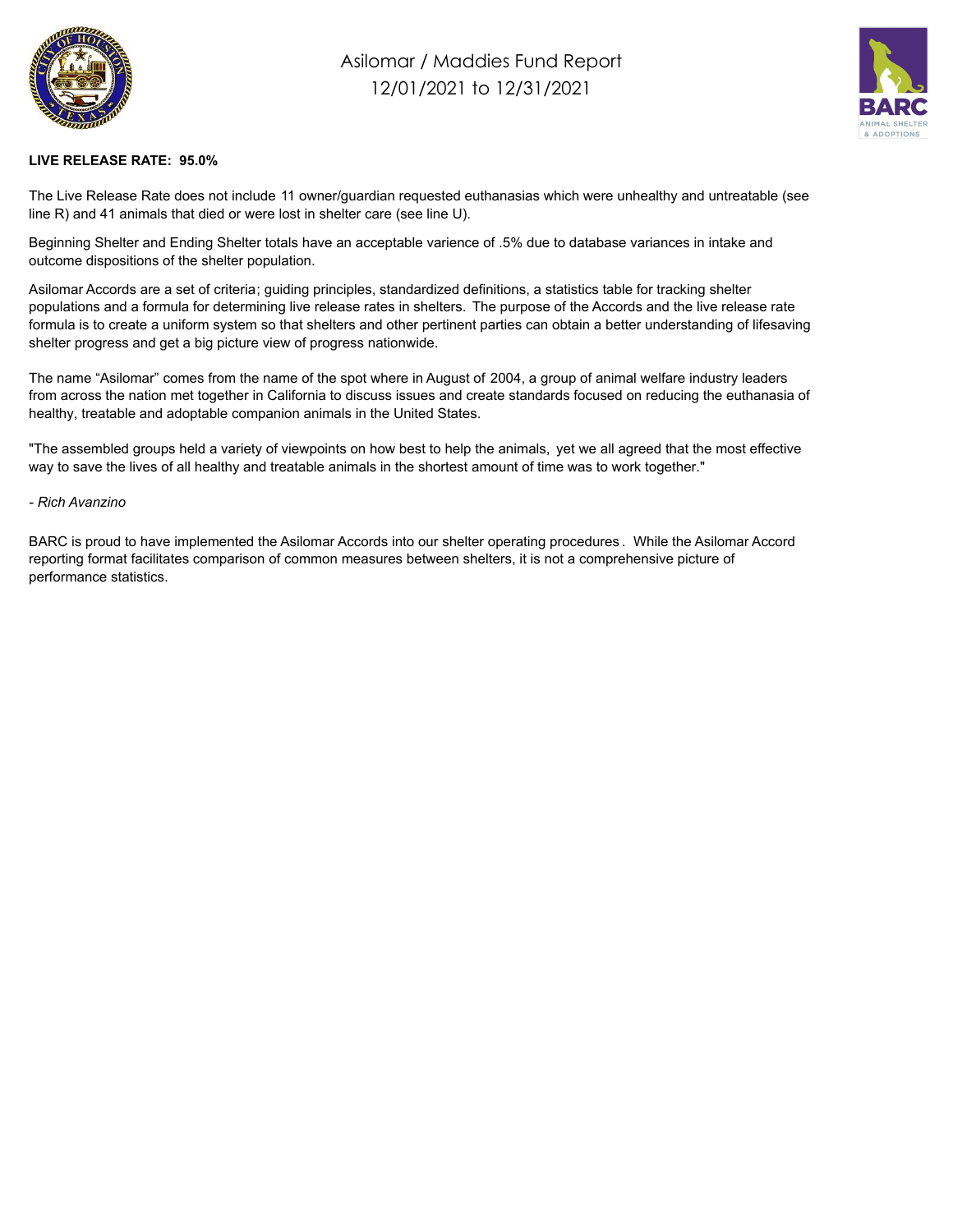# Asilomar / Maddies Fund Report
## 12/01/2021 to 12/31/2021

**LIVE RELEASE RATE: 95.0%**

The Live Release Rate does not include 11 owner/guardian requested euthanasias which were unhealthy and untreatable (see line R) and 41 animals that died or were lost in shelter care (see line U).

Beginning Shelter and Ending Shelter totals have an acceptable varience of .5% due to database variances in intake and outcome dispositions of the shelter population.

Asilomar Accords are a set of criteria; guiding principles, standardized definitions, a statistics table for tracking shelter populations and a formula for determining live release rates in shelters. The purpose of the Accords and the live release rate formula is to create a uniform system so that shelters and other pertinent parties can obtain a better understanding of lifesaving shelter progress and get a big picture view of progress nationwide.

The name "Asilomar" comes from the name of the spot where in August of 2004, a group of animal welfare industry leaders from across the nation met together in California to discuss issues and create standards focused on reducing the euthanasia of healthy, treatable and adoptable companion animals in the United States.

"The assembled groups held a variety of viewpoints on how best to help the animals, yet we all agreed that the most effective way to save the lives of all healthy and treatable animals in the shortest amount of time was to work together."

*- Rich Avanzino*

BARC is proud to have implemented the Asilomar Accords into our shelter operating procedures. While the Asilomar Accord reporting format facilitates comparison of common measures between shelters, it is not a comprehensive picture of performance statistics.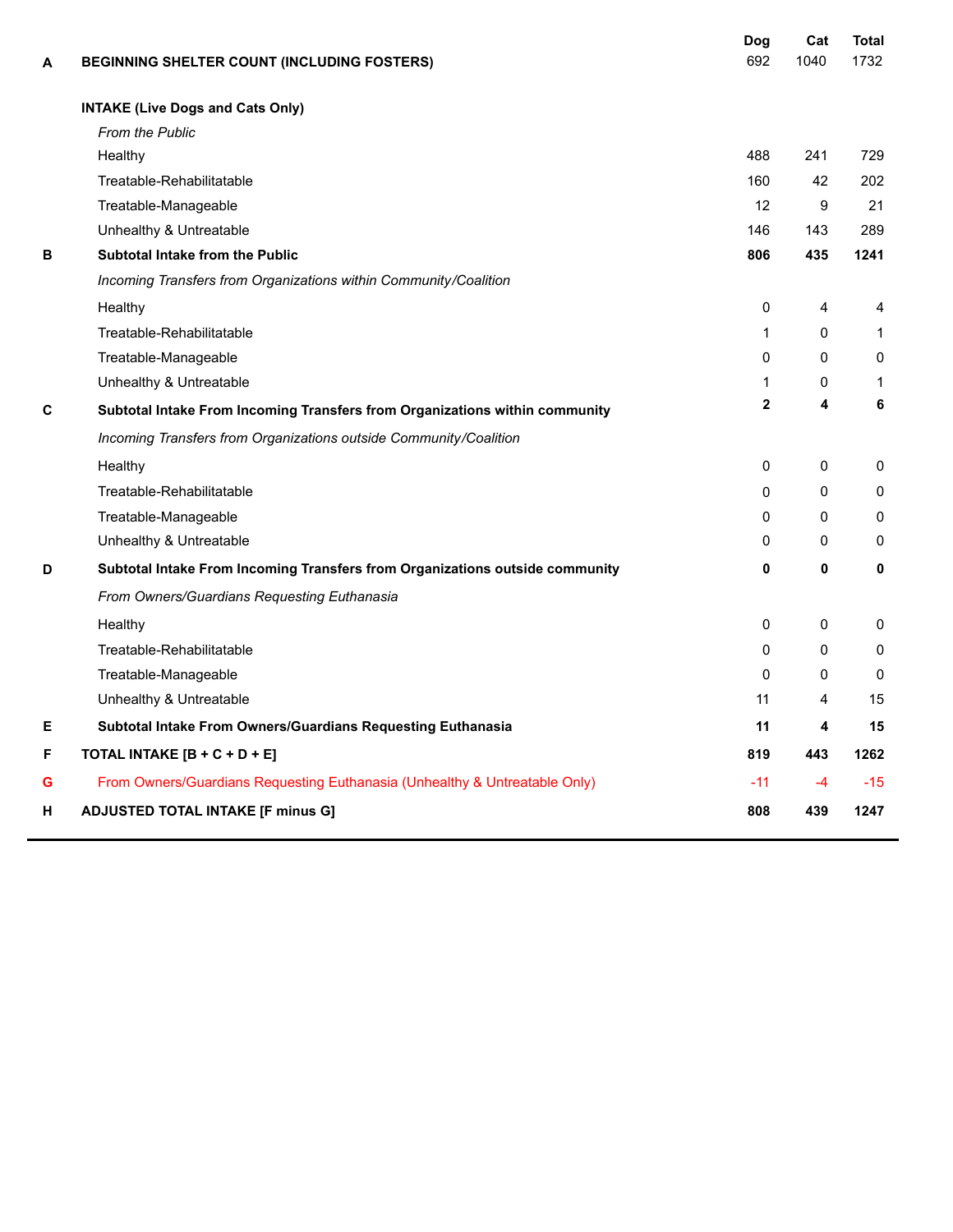| | | Dog | Cat | Total |
|---|---|---|---|---|
| A | **BEGINNING SHELTER COUNT (INCLUDING FOSTERS)** | 692 | 1040 | 1732 |
| | **INTAKE (Live Dogs and Cats Only)** | | | |
| | *From the Public* | | | |
| | Healthy | 488 | 241 | 729 |
| | Treatable-Rehabilitatable | 160 | 42 | 202 |
| | Treatable-Manageable | 12 | 9 | 21 |
| | Unhealthy & Untreatable | 146 | 143 | 289 |
| B | **Subtotal Intake from the Public** | **806** | **435** | **1241** |
| | *Incoming Transfers from Organizations within Community/Coalition* | | | |
| | Healthy | 0 | 4 | 4 |
| | Treatable-Rehabilitatable | 1 | 0 | 1 |
| | Treatable-Manageable | 0 | 0 | 0 |
| | Unhealthy & Untreatable | 1 | 0 | 1 |
| C | **Subtotal Intake From Incoming Transfers from Organizations within community** | **2** | **4** | **6** |
| | *Incoming Transfers from Organizations outside Community/Coalition* | | | |
| | Healthy | 0 | 0 | 0 |
| | Treatable-Rehabilitatable | 0 | 0 | 0 |
| | Treatable-Manageable | 0 | 0 | 0 |
| | Unhealthy & Untreatable | 0 | 0 | 0 |
| D | **Subtotal Intake From Incoming Transfers from Organizations outside community** | **0** | **0** | **0** |
| | *From Owners/Guardians Requesting Euthanasia* | | | |
| | Healthy | 0 | 0 | 0 |
| | Treatable-Rehabilitatable | 0 | 0 | 0 |
| | Treatable-Manageable | 0 | 0 | 0 |
| | Unhealthy & Untreatable | 11 | 4 | 15 |
| E | **Subtotal Intake From Owners/Guardians Requesting Euthanasia** | **11** | **4** | **15** |
| F | **TOTAL INTAKE [B + C + D + E]** | **819** | **443** | **1262** |
| G | From Owners/Guardians Requesting Euthanasia (Unhealthy & Untreatable Only) | -11 | -4 | -15 |
| H | **ADJUSTED TOTAL INTAKE [F minus G]** | **808** | **439** | **1247** |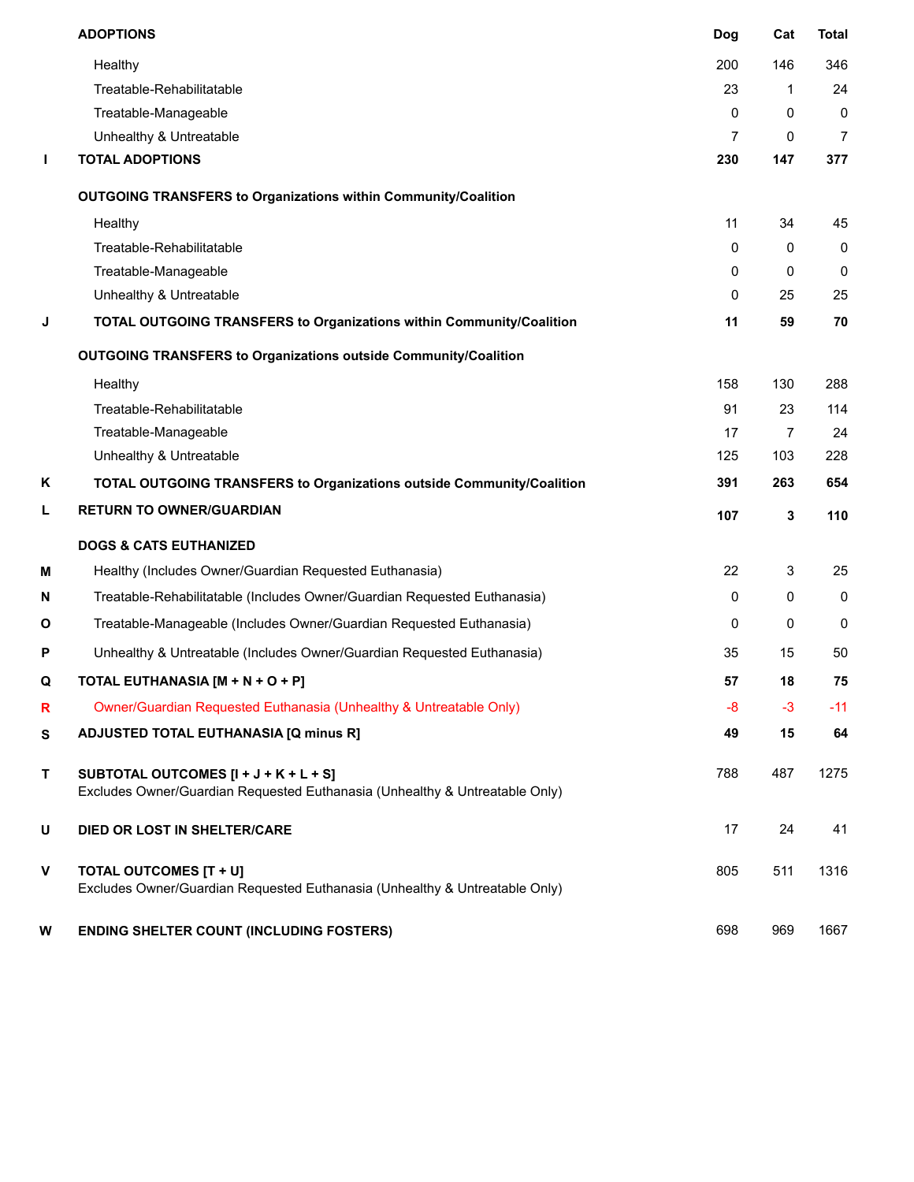| | | Dog | Cat | Total |
|---|---|---|---|---|
| | **ADOPTIONS** | | | |
| | Healthy | 200 | 146 | 346 |
| | Treatable-Rehabilitatable | 23 | 1 | 24 |
| | Treatable-Manageable | 0 | 0 | 0 |
| | Unhealthy & Untreatable | 7 | 0 | 7 |
| **I** | **TOTAL ADOPTIONS** | **230** | **147** | **377** |
| | **OUTGOING TRANSFERS to Organizations within Community/Coalition** | | | |
| | Healthy | 11 | 34 | 45 |
| | Treatable-Rehabilitatable | 0 | 0 | 0 |
| | Treatable-Manageable | 0 | 0 | 0 |
| | Unhealthy & Untreatable | 0 | 25 | 25 |
| **J** | **TOTAL OUTGOING TRANSFERS to Organizations within Community/Coalition** | **11** | **59** | **70** |
| | **OUTGOING TRANSFERS to Organizations outside Community/Coalition** | | | |
| | Healthy | 158 | 130 | 288 |
| | Treatable-Rehabilitatable | 91 | 23 | 114 |
| | Treatable-Manageable | 17 | 7 | 24 |
| | Unhealthy & Untreatable | 125 | 103 | 228 |
| **K** | **TOTAL OUTGOING TRANSFERS to Organizations outside Community/Coalition** | **391** | **263** | **654** |
| **L** | **RETURN TO OWNER/GUARDIAN** | **107** | **3** | **110** |
| | **DOGS & CATS EUTHANIZED** | | | |
| **M** | Healthy (Includes Owner/Guardian Requested Euthanasia) | 22 | 3 | 25 |
| **N** | Treatable-Rehabilitatable (Includes Owner/Guardian Requested Euthanasia) | 0 | 0 | 0 |
| **O** | Treatable-Manageable (Includes Owner/Guardian Requested Euthanasia) | 0 | 0 | 0 |
| **P** | Unhealthy & Untreatable (Includes Owner/Guardian Requested Euthanasia) | 35 | 15 | 50 |
| **Q** | **TOTAL EUTHANASIA [M + N + O + P]** | **57** | **18** | **75** |
| **R** | Owner/Guardian Requested Euthanasia (Unhealthy & Untreatable Only) | -8 | -3 | -11 |
| **S** | **ADJUSTED TOTAL EUTHANASIA [Q minus R]** | **49** | **15** | **64** |
| **T** | **SUBTOTAL OUTCOMES [I + J + K + L + S]** Excludes Owner/Guardian Requested Euthanasia (Unhealthy & Untreatable Only) | 788 | 487 | 1275 |
| **U** | **DIED OR LOST IN SHELTER/CARE** | 17 | 24 | 41 |
| **V** | **TOTAL OUTCOMES [T + U]** Excludes Owner/Guardian Requested Euthanasia (Unhealthy & Untreatable Only) | 805 | 511 | 1316 |
| **W** | **ENDING SHELTER COUNT (INCLUDING FOSTERS)** | 698 | 969 | 1667 |